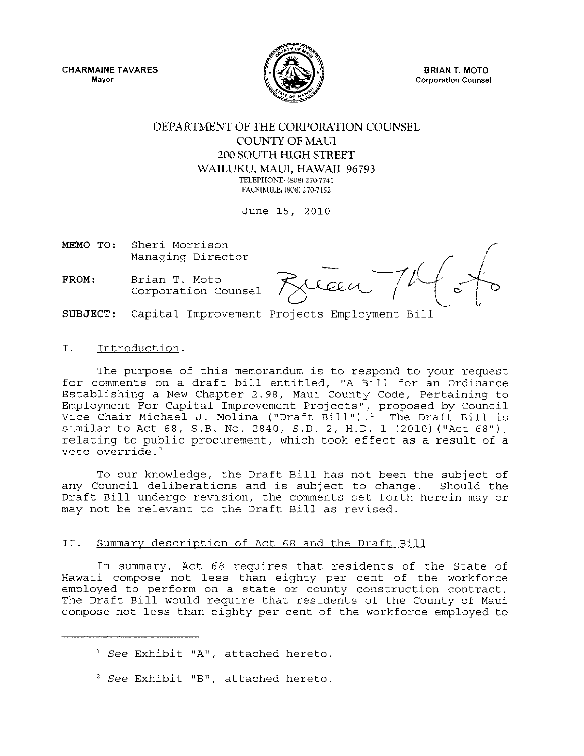CHARMAINE TAVARES
Mayor

BRIAN T. MOTO
Corporation Counsel

DEPARTMENT OF THE CORPORATION COUNSEL
COUNTY OF MAUI
200 SOUTH HIGH STREET
WAILUKU, MAUI, HAWAII 96793
TELEPHONE: (808) 270-7741
FACSIMILE: (808) 270-7152

June 15, 2010

**MEMO TO:** Sheri Morrison
Managing Director

**FROM:** Brian T. Moto
Corporation Counsel

**SUBJECT:** Capital Improvement Projects Employment Bill

## I. Introduction.

The purpose of this memorandum is to respond to your request for comments on a draft bill entitled, "A Bill for an Ordinance Establishing a New Chapter 2.98, Maui County Code, Pertaining to Employment For Capital Improvement Projects", proposed by Council Vice Chair Michael J. Molina ("Draft Bill").[1] The Draft Bill is similar to Act 68, S.B. No. 2840, S.D. 2, H.D. 1 (2010)("Act 68"), relating to public procurement, which took effect as a result of a veto override.[2]

To our knowledge, the Draft Bill has not been the subject of any Council deliberations and is subject to change. Should the Draft Bill undergo revision, the comments set forth herein may or may not be relevant to the Draft Bill as revised.

## II. Summary description of Act 68 and the Draft Bill.

In summary, Act 68 requires that residents of the State of Hawaii compose not less than eighty per cent of the workforce employed to perform on a state or county construction contract. The Draft Bill would require that residents of the County of Maui compose not less than eighty per cent of the workforce employed to

[1] *See* Exhibit "A", attached hereto.

[2] *See* Exhibit "B", attached hereto.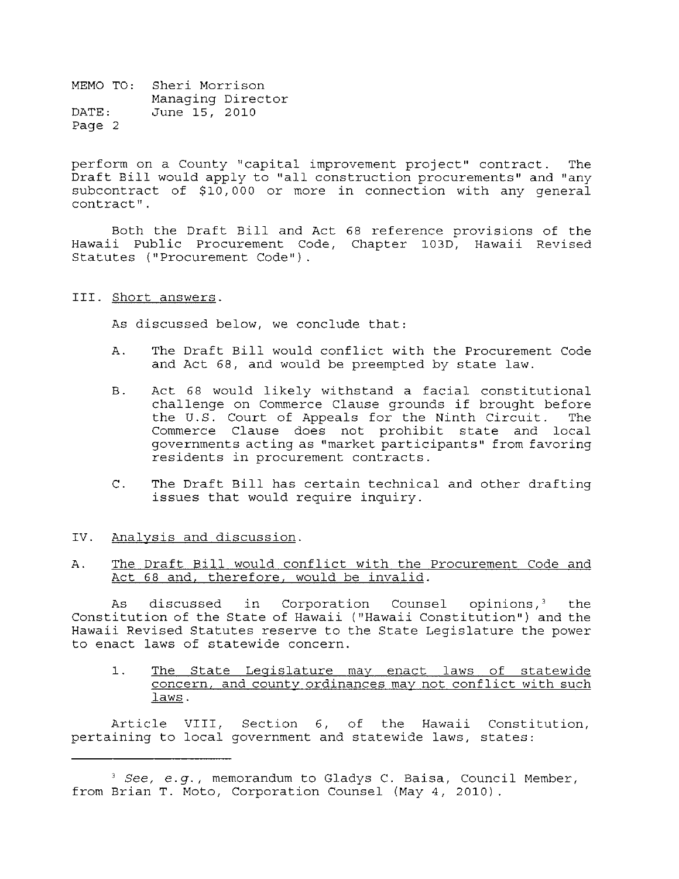perform on a County "capital improvement project" contract. The Draft Bill would apply to "all construction procurements" and "any subcontract of $10,000 or more in connection with any general contract".

Both the Draft Bill and Act 68 reference provisions of the Hawaii Public Procurement Code, Chapter 103D, Hawaii Revised Statutes ("Procurement Code").

## III. Short answers.

As discussed below, we conclude that:

A. The Draft Bill would conflict with the Procurement Code and Act 68, and would be preempted by state law.

B. Act 68 would likely withstand a facial constitutional challenge on Commerce Clause grounds if brought before the U.S. Court of Appeals for the Ninth Circuit. The Commerce Clause does not prohibit state and local governments acting as "market participants" from favoring residents in procurement contracts.

C. The Draft Bill has certain technical and other drafting issues that would require inquiry.

## IV. Analysis and discussion.

### A. The Draft Bill would conflict with the Procurement Code and Act 68 and, therefore, would be invalid.

As discussed in Corporation Counsel opinions,[3] the Constitution of the State of Hawaii ("Hawaii Constitution") and the Hawaii Revised Statutes reserve to the State Legislature the power to enact laws of statewide concern.

#### 1. The State Legislature may enact laws of statewide concern, and county ordinances may not conflict with such laws.

Article VIII, Section 6, of the Hawaii Constitution, pertaining to local government and statewide laws, states:

---

[3] *See, e.g.*, memorandum to Gladys C. Baisa, Council Member, from Brian T. Moto, Corporation Counsel (May 4, 2010).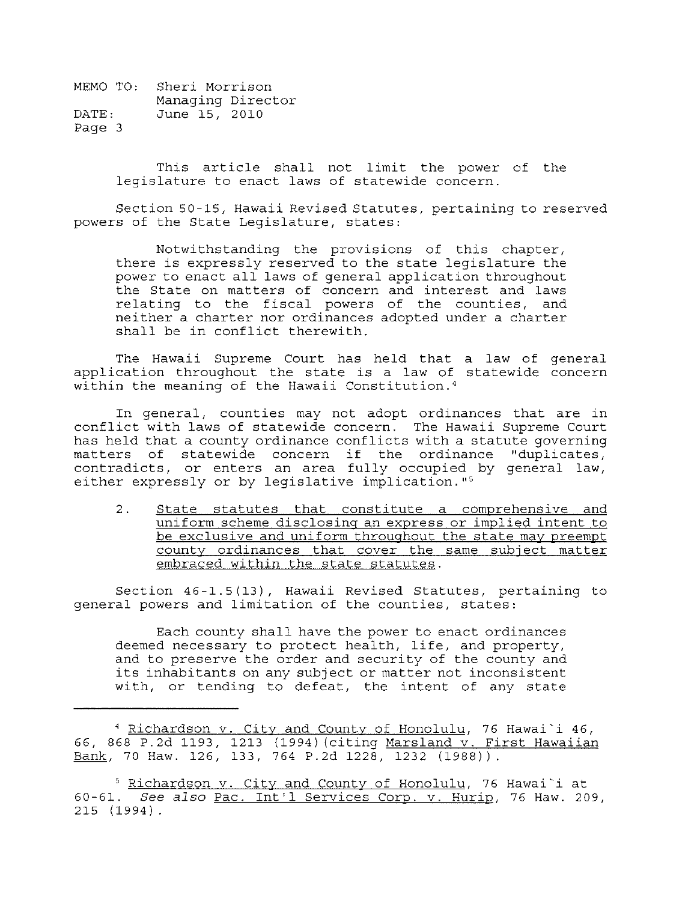> This article shall not limit the power of the legislature to enact laws of statewide concern.

Section 50-15, Hawaii Revised Statutes, pertaining to reserved powers of the State Legislature, states:

> Notwithstanding the provisions of this chapter, there is expressly reserved to the state legislature the power to enact all laws of general application throughout the State on matters of concern and interest and laws relating to the fiscal powers of the counties, and neither a charter nor ordinances adopted under a charter shall be in conflict therewith.

The Hawaii Supreme Court has held that a law of general application throughout the state is a law of statewide concern within the meaning of the Hawaii Constitution.[4]

In general, counties may not adopt ordinances that are in conflict with laws of statewide concern. The Hawaii Supreme Court has held that a county ordinance conflicts with a statute governing matters of statewide concern if the ordinance "duplicates, contradicts, or enters an area fully occupied by general law, either expressly or by legislative implication."[5]

2. <u>State statutes that constitute a comprehensive and uniform scheme disclosing an express or implied intent to be exclusive and uniform throughout the state may preempt county ordinances that cover the same subject matter embraced within the state statutes</u>.

Section 46-1.5(13), Hawaii Revised Statutes, pertaining to general powers and limitation of the counties, states:

> Each county shall have the power to enact ordinances deemed necessary to protect health, life, and property, and to preserve the order and security of the county and its inhabitants on any subject or matter not inconsistent with, or tending to defeat, the intent of any state

---

[4] <u>Richardson v. City and County of Honolulu</u>, 76 Hawai`i 46, 66, 868 P.2d 1193, 1213 (1994)(citing <u>Marsland v. First Hawaiian Bank</u>, 70 Haw. 126, 133, 764 P.2d 1228, 1232 (1988)).

[5] <u>Richardson v. City and County of Honolulu</u>, 76 Hawai`i at 60-61. *See also* <u>Pac. Int'l Services Corp. v. Hurip</u>, 76 Haw. 209, 215 (1994).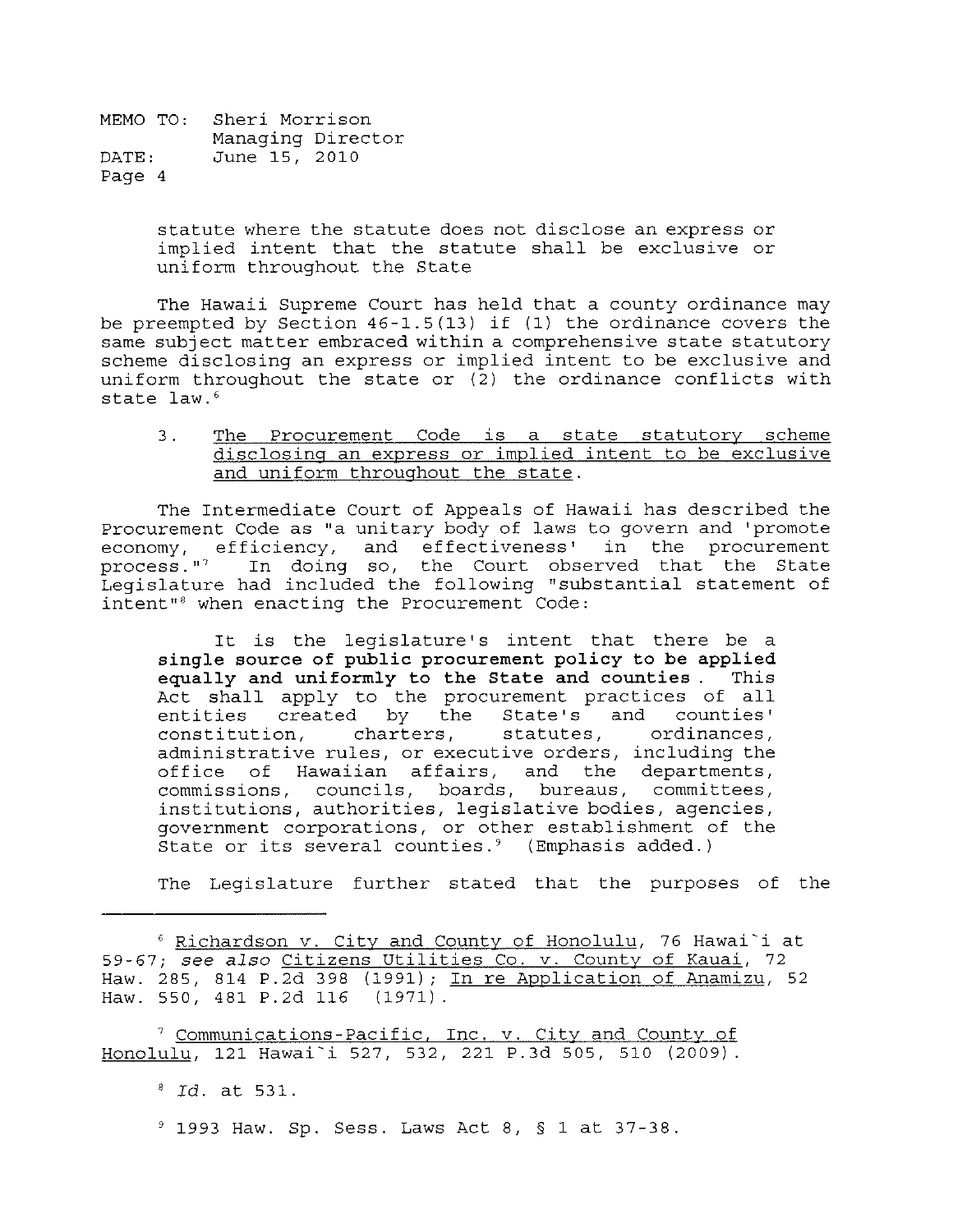statute where the statute does not disclose an express or implied intent that the statute shall be exclusive or uniform throughout the State

The Hawaii Supreme Court has held that a county ordinance may be preempted by Section 46-1.5(13) if (1) the ordinance covers the same subject matter embraced within a comprehensive state statutory scheme disclosing an express or implied intent to be exclusive and uniform throughout the state or (2) the ordinance conflicts with state law.[6]

3. <u>The Procurement Code is a state statutory scheme disclosing an express or implied intent to be exclusive and uniform throughout the state.</u>

The Intermediate Court of Appeals of Hawaii has described the Procurement Code as "a unitary body of laws to govern and 'promote economy, efficiency, and effectiveness' in the procurement process."[7] In doing so, the Court observed that the State Legislature had included the following "substantial statement of intent"[8] when enacting the Procurement Code:

> It is the legislature's intent that there be a **single source of public procurement policy to be applied equally and uniformly to the State and counties**. This Act shall apply to the procurement practices of all entities created by the State's and counties' constitution, charters, statutes, ordinances, administrative rules, or executive orders, including the office of Hawaiian affairs, and the departments, commissions, councils, boards, bureaus, committees, institutions, authorities, legislative bodies, agencies, government corporations, or other establishment of the State or its several counties.[9] (Emphasis added.)

The Legislature further stated that the purposes of the

---

[6] <u>Richardson v. City and County of Honolulu</u>, 76 Hawai`i at 59-67; *see also* <u>Citizens Utilities Co. v. County of Kauai</u>, 72 Haw. 285, 814 P.2d 398 (1991); <u>In re Application of Anamizu</u>, 52 Haw. 550, 481 P.2d 116 (1971).

[7] <u>Communications-Pacific, Inc. v. City and County of Honolulu</u>, 121 Hawai`i 527, 532, 221 P.3d 505, 510 (2009).

[8] *Id.* at 531.

[9] 1993 Haw. Sp. Sess. Laws Act 8, § 1 at 37-38.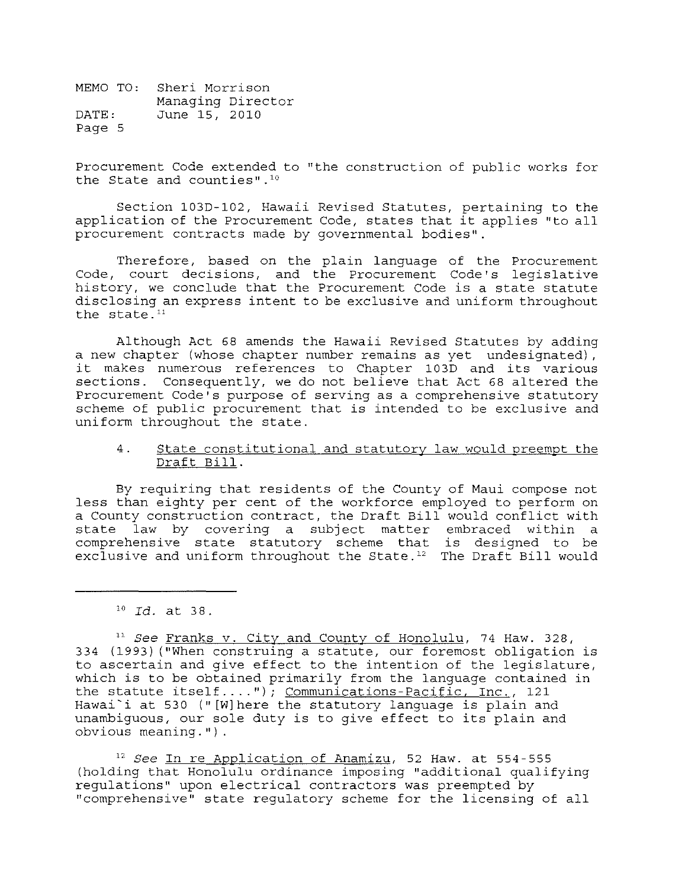Procurement Code extended to "the construction of public works for the State and counties".[10]

Section 103D-102, Hawaii Revised Statutes, pertaining to the application of the Procurement Code, states that it applies "to all procurement contracts made by governmental bodies".

Therefore, based on the plain language of the Procurement Code, court decisions, and the Procurement Code's legislative history, we conclude that the Procurement Code is a state statute disclosing an express intent to be exclusive and uniform throughout the state.[11]

Although Act 68 amends the Hawaii Revised Statutes by adding a new chapter (whose chapter number remains as yet undesignated), it makes numerous references to Chapter 103D and its various sections. Consequently, we do not believe that Act 68 altered the Procurement Code's purpose of serving as a comprehensive statutory scheme of public procurement that is intended to be exclusive and uniform throughout the state.

4. State constitutional and statutory law would preempt the Draft Bill.

By requiring that residents of the County of Maui compose not less than eighty per cent of the workforce employed to perform on a County construction contract, the Draft Bill would conflict with state law by covering a subject matter embraced within a comprehensive state statutory scheme that is designed to be exclusive and uniform throughout the State.[12] The Draft Bill would

---

[10] *Id.* at 38.

[11] *See* Franks v. City and County of Honolulu, 74 Haw. 328, 334 (1993)("When construing a statute, our foremost obligation is to ascertain and give effect to the intention of the legislature, which is to be obtained primarily from the language contained in the statute itself...."); Communications-Pacific, Inc., 121 Hawai`i at 530 ("[W]here the statutory language is plain and unambiguous, our sole duty is to give effect to its plain and obvious meaning.").

[12] *See* In re Application of Anamizu, 52 Haw. at 554-555 (holding that Honolulu ordinance imposing "additional qualifying regulations" upon electrical contractors was preempted by "comprehensive" state regulatory scheme for the licensing of all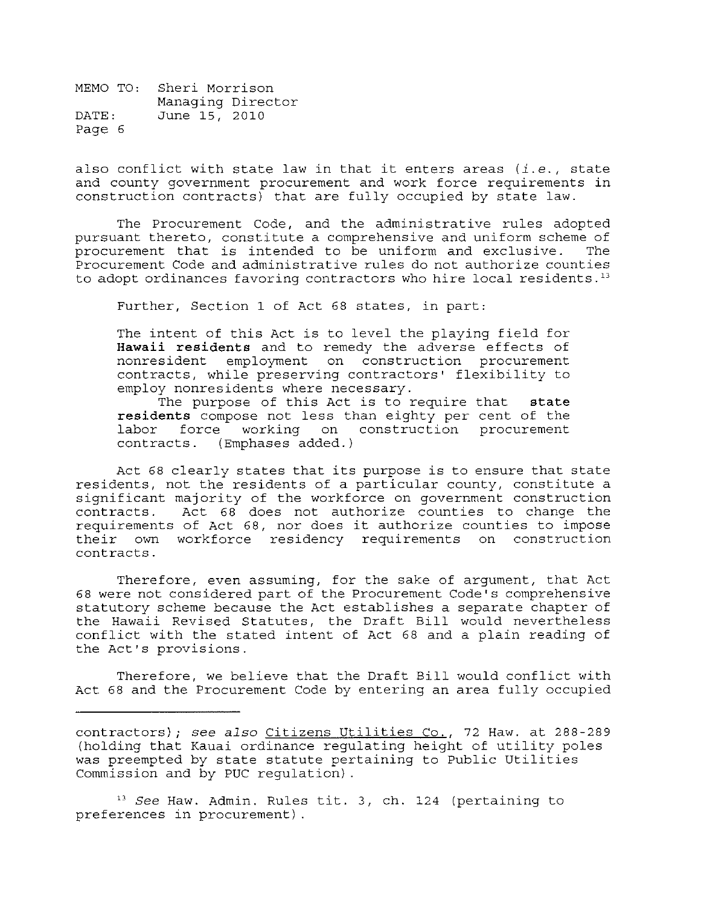also conflict with state law in that it enters areas (*i.e.*, state and county government procurement and work force requirements in construction contracts) that are fully occupied by state law.

The Procurement Code, and the administrative rules adopted pursuant thereto, constitute a comprehensive and uniform scheme of procurement that is intended to be uniform and exclusive. The Procurement Code and administrative rules do not authorize counties to adopt ordinances favoring contractors who hire local residents.[13]

Further, Section 1 of Act 68 states, in part:

> The intent of this Act is to level the playing field for **Hawaii residents** and to remedy the adverse effects of nonresident employment on construction procurement contracts, while preserving contractors' flexibility to employ nonresidents where necessary.
>
> The purpose of this Act is to require that **state residents** compose not less than eighty per cent of the labor force working on construction procurement contracts. (Emphases added.)

Act 68 clearly states that its purpose is to ensure that state residents, not the residents of a particular county, constitute a significant majority of the workforce on government construction contracts. Act 68 does not authorize counties to change the requirements of Act 68, nor does it authorize counties to impose their own workforce residency requirements on construction contracts.

Therefore, even assuming, for the sake of argument, that Act 68 were not considered part of the Procurement Code's comprehensive statutory scheme because the Act establishes a separate chapter of the Hawaii Revised Statutes, the Draft Bill would nevertheless conflict with the stated intent of Act 68 and a plain reading of the Act's provisions.

Therefore, we believe that the Draft Bill would conflict with Act 68 and the Procurement Code by entering an area fully occupied

---

contractors); *see also* Citizens Utilities Co., 72 Haw. at 288-289 (holding that Kauai ordinance regulating height of utility poles was preempted by state statute pertaining to Public Utilities Commission and by PUC regulation).

[13] *See* Haw. Admin. Rules tit. 3, ch. 124 (pertaining to preferences in procurement).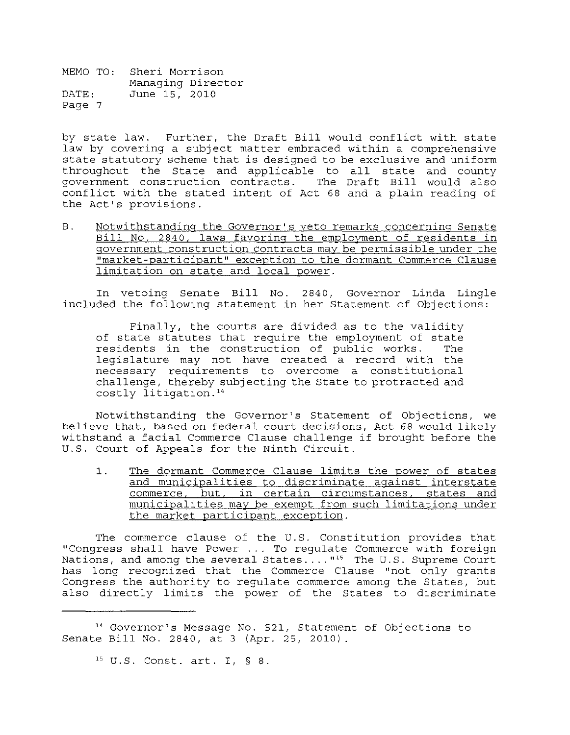by state law. Further, the Draft Bill would conflict with state law by covering a subject matter embraced within a comprehensive state statutory scheme that is designed to be exclusive and uniform throughout the State and applicable to all state and county government construction contracts. The Draft Bill would also conflict with the stated intent of Act 68 and a plain reading of the Act's provisions.

B. Notwithstanding the Governor's veto remarks concerning Senate Bill No. 2840, laws favoring the employment of residents in government construction contracts may be permissible under the "market-participant" exception to the dormant Commerce Clause limitation on state and local power.

In vetoing Senate Bill No. 2840, Governor Linda Lingle included the following statement in her Statement of Objections:

> Finally, the courts are divided as to the validity of state statutes that require the employment of state residents in the construction of public works. The legislature may not have created a record with the necessary requirements to overcome a constitutional challenge, thereby subjecting the State to protracted and costly litigation.[14]

Notwithstanding the Governor's Statement of Objections, we believe that, based on federal court decisions, Act 68 would likely withstand a facial Commerce Clause challenge if brought before the U.S. Court of Appeals for the Ninth Circuit.

1. The dormant Commerce Clause limits the power of states and municipalities to discriminate against interstate commerce, but, in certain circumstances, states and municipalities may be exempt from such limitations under the market participant exception.

The commerce clause of the U.S. Constitution provides that "Congress shall have Power ... To regulate Commerce with foreign Nations, and among the several States...."[15] The U.S. Supreme Court has long recognized that the Commerce Clause "not only grants Congress the authority to regulate commerce among the States, but also directly limits the power of the States to discriminate

---

[14] Governor's Message No. 521, Statement of Objections to Senate Bill No. 2840, at 3 (Apr. 25, 2010).

[15] U.S. Const. art. I, § 8.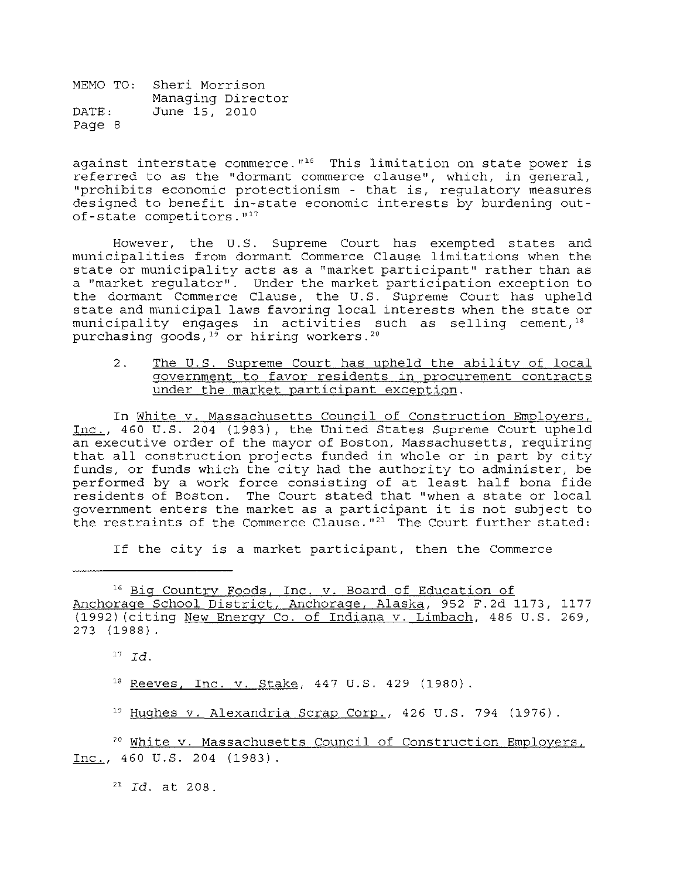against interstate commerce."[16] This limitation on state power is referred to as the "dormant commerce clause", which, in general, "prohibits economic protectionism - that is, regulatory measures designed to benefit in-state economic interests by burdening out-of-state competitors."[17]

However, the U.S. Supreme Court has exempted states and municipalities from dormant Commerce Clause limitations when the state or municipality acts as a "market participant" rather than as a "market regulator". Under the market participation exception to the dormant Commerce Clause, the U.S. Supreme Court has upheld state and municipal laws favoring local interests when the state or municipality engages in activities such as selling cement,[18] purchasing goods,[19] or hiring workers.[20]

2. <u>The U.S. Supreme Court has upheld the ability of local government to favor residents in procurement contracts under the market participant exception.</u>

In <u>White v. Massachusetts Council of Construction Employers, Inc.</u>, 460 U.S. 204 (1983), the United States Supreme Court upheld an executive order of the mayor of Boston, Massachusetts, requiring that all construction projects funded in whole or in part by city funds, or funds which the city had the authority to administer, be performed by a work force consisting of at least half bona fide residents of Boston. The Court stated that "when a state or local government enters the market as a participant it is not subject to the restraints of the Commerce Clause."[21] The Court further stated:

If the city is a market participant, then the Commerce

---

[16] <u>Big Country Foods, Inc. v. Board of Education of Anchorage School District, Anchorage, Alaska</u>, 952 F.2d 1173, 1177 (1992)(citing <u>New Energy Co. of Indiana v. Limbach</u>, 486 U.S. 269, 273 (1988).

[17] *Id.*

[18] <u>Reeves, Inc. v. Stake</u>, 447 U.S. 429 (1980).

[19] <u>Hughes v. Alexandria Scrap Corp.</u>, 426 U.S. 794 (1976).

[20] <u>White v. Massachusetts Council of Construction Employers, Inc.</u>, 460 U.S. 204 (1983).

[21] *Id.* at 208.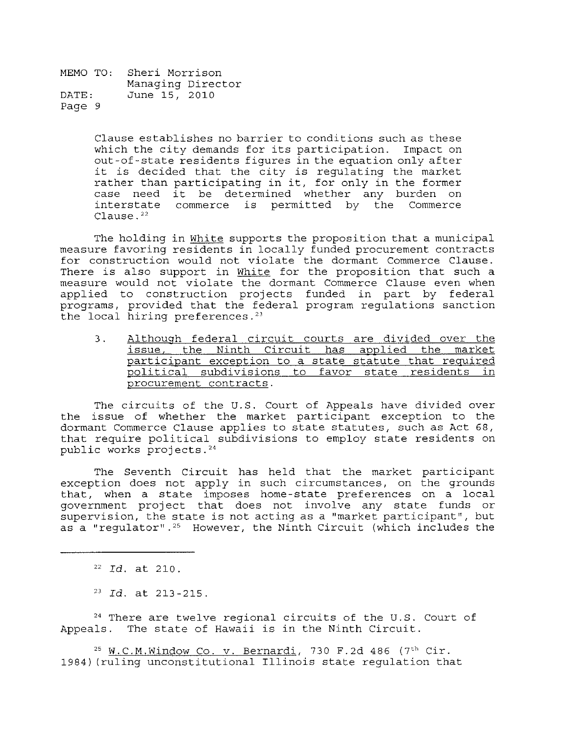Clause establishes no barrier to conditions such as these which the city demands for its participation. Impact on out-of-state residents figures in the equation only after it is decided that the city is regulating the market rather than participating in it, for only in the former case need it be determined whether any burden on interstate commerce is permitted by the Commerce Clause.[22]

The holding in White supports the proposition that a municipal measure favoring residents in locally funded procurement contracts for construction would not violate the dormant Commerce Clause. There is also support in White for the proposition that such a measure would not violate the dormant Commerce Clause even when applied to construction projects funded in part by federal programs, provided that the federal program regulations sanction the local hiring preferences.[23]

3. Although federal circuit courts are divided over the issue, the Ninth Circuit has applied the market participant exception to a state statute that required political subdivisions to favor state residents in procurement contracts.

The circuits of the U.S. Court of Appeals have divided over the issue of whether the market participant exception to the dormant Commerce Clause applies to state statutes, such as Act 68, that require political subdivisions to employ state residents on public works projects.[24]

The Seventh Circuit has held that the market participant exception does not apply in such circumstances, on the grounds that, when a state imposes home-state preferences on a local government project that does not involve any state funds or supervision, the state is not acting as a "market participant", but as a "regulator".[25] However, the Ninth Circuit (which includes the

---

[22] *Id.* at 210.

[23] *Id.* at 213-215.

[24] There are twelve regional circuits of the U.S. Court of Appeals. The state of Hawaii is in the Ninth Circuit.

[25] W.C.M.Window Co. v. Bernardi, 730 F.2d 486 (7th Cir. 1984)(ruling unconstitutional Illinois state regulation that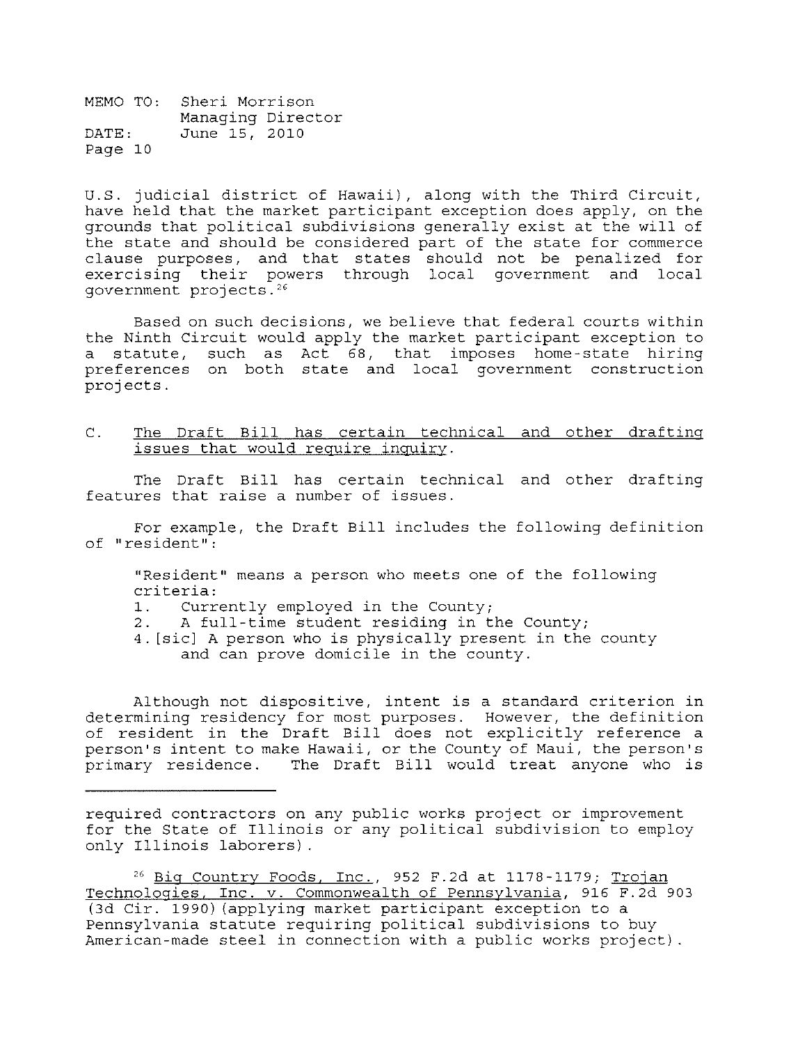U.S. judicial district of Hawaii), along with the Third Circuit, have held that the market participant exception does apply, on the grounds that political subdivisions generally exist at the will of the state and should be considered part of the state for commerce clause purposes, and that states should not be penalized for exercising their powers through local government and local government projects.[26]

Based on such decisions, we believe that federal courts within the Ninth Circuit would apply the market participant exception to a statute, such as Act 68, that imposes home-state hiring preferences on both state and local government construction projects.

C. <u>The Draft Bill has certain technical and other drafting issues that would require inquiry</u>.

The Draft Bill has certain technical and other drafting features that raise a number of issues.

For example, the Draft Bill includes the following definition of "resident":

> "Resident" means a person who meets one of the following criteria:
> 1. Currently employed in the County;
> 2. A full-time student residing in the County;
> 4. [sic] A person who is physically present in the county and can prove domicile in the county.

Although not dispositive, intent is a standard criterion in determining residency for most purposes. However, the definition of resident in the Draft Bill does not explicitly reference a person's intent to make Hawaii, or the County of Maui, the person's primary residence. The Draft Bill would treat anyone who is

---

required contractors on any public works project or improvement for the State of Illinois or any political subdivision to employ only Illinois laborers).

[26] <u>Big Country Foods, Inc.</u>, 952 F.2d at 1178-1179; <u>Trojan Technologies, Inc. v. Commonwealth of Pennsylvania</u>, 916 F.2d 903 (3d Cir. 1990)(applying market participant exception to a Pennsylvania statute requiring political subdivisions to buy American-made steel in connection with a public works project).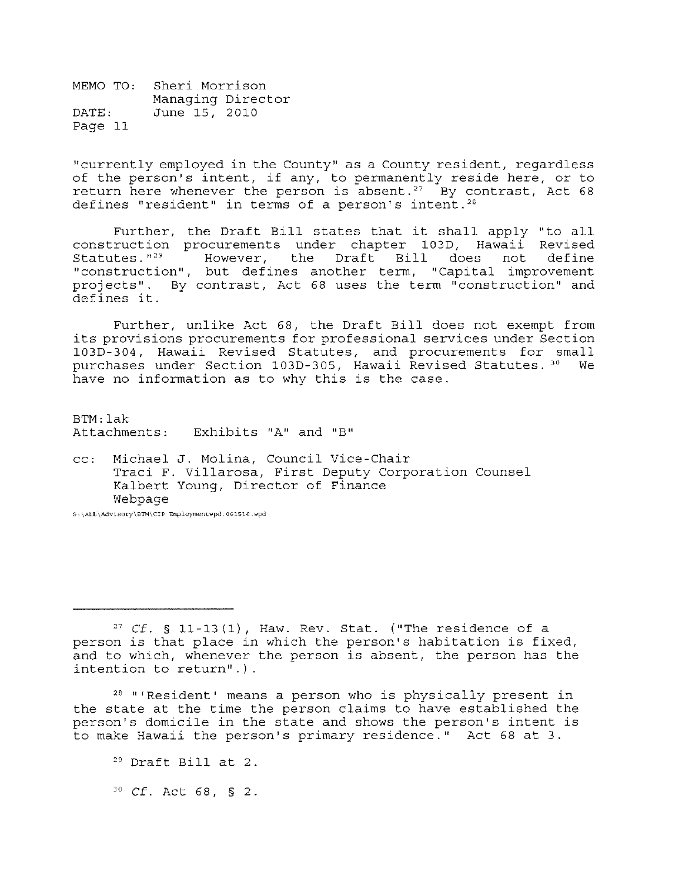"currently employed in the County" as a County resident, regardless of the person's intent, if any, to permanently reside here, or to return here whenever the person is absent.[27] By contrast, Act 68 defines "resident" in terms of a person's intent.[28]

Further, the Draft Bill states that it shall apply "to all construction procurements under chapter 103D, Hawaii Revised Statutes."[29] However, the Draft Bill does not define "construction", but defines another term, "Capital improvement projects". By contrast, Act 68 uses the term "construction" and defines it.

Further, unlike Act 68, the Draft Bill does not exempt from its provisions procurements for professional services under Section 103D-304, Hawaii Revised Statutes, and procurements for small purchases under Section 103D-305, Hawaii Revised Statutes.[30] We have no information as to why this is the case.

BTM:lak
Attachments: Exhibits "A" and "B"

cc: Michael J. Molina, Council Vice-Chair
Traci F. Villarosa, First Deputy Corporation Counsel
Kalbert Young, Director of Finance
Webpage

S:\ALL\Advisory\BTM\CIP Employmentwpd.061510.wpd

---

[27] *Cf.* § 11-13(1), Haw. Rev. Stat. ("The residence of a person is that place in which the person's habitation is fixed, and to which, whenever the person is absent, the person has the intention to return".).

[28] "'Resident' means a person who is physically present in the state at the time the person claims to have established the person's domicile in the state and shows the person's intent is to make Hawaii the person's primary residence." Act 68 at 3.

[29] Draft Bill at 2.

[30] *Cf.* Act 68, § 2.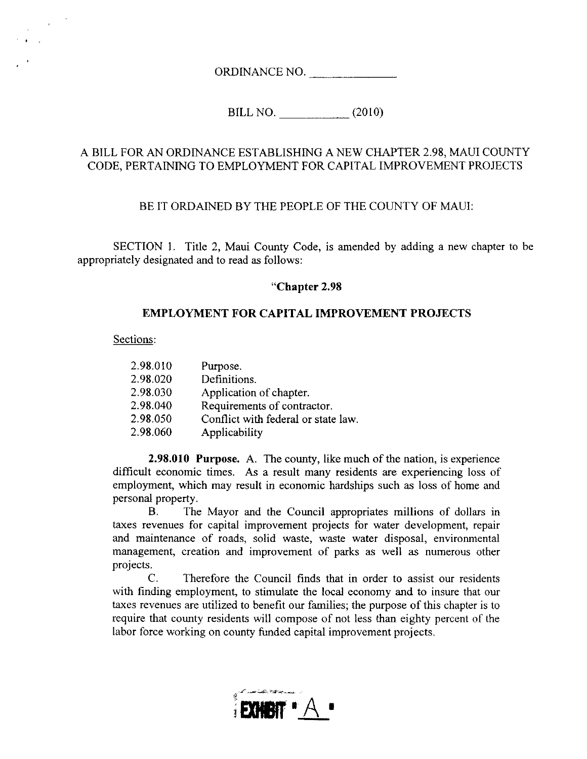ORDINANCE NO. ______________

BILL NO. ____________ (2010)

A BILL FOR AN ORDINANCE ESTABLISHING A NEW CHAPTER 2.98, MAUI COUNTY CODE, PERTAINING TO EMPLOYMENT FOR CAPITAL IMPROVEMENT PROJECTS

BE IT ORDAINED BY THE PEOPLE OF THE COUNTY OF MAUI:

SECTION 1. Title 2, Maui County Code, is amended by adding a new chapter to be appropriately designated and to read as follows:

**"Chapter 2.98**

**EMPLOYMENT FOR CAPITAL IMPROVEMENT PROJECTS**

Sections:

| | |
|---|---|
| 2.98.010 | Purpose. |
| 2.98.020 | Definitions. |
| 2.98.030 | Application of chapter. |
| 2.98.040 | Requirements of contractor. |
| 2.98.050 | Conflict with federal or state law. |
| 2.98.060 | Applicability |

**2.98.010 Purpose.** A. The county, like much of the nation, is experience difficult economic times. As a result many residents are experiencing loss of employment, which may result in economic hardships such as loss of home and personal property.

B. The Mayor and the Council appropriates millions of dollars in taxes revenues for capital improvement projects for water development, repair and maintenance of roads, solid waste, waste water disposal, environmental management, creation and improvement of parks as well as numerous other projects.

C. Therefore the Council finds that in order to assist our residents with finding employment, to stimulate the local economy and to insure that our taxes revenues are utilized to benefit our families; the purpose of this chapter is to require that county residents will compose of not less than eighty percent of the labor force working on county funded capital improvement projects.

EXHIBIT "A"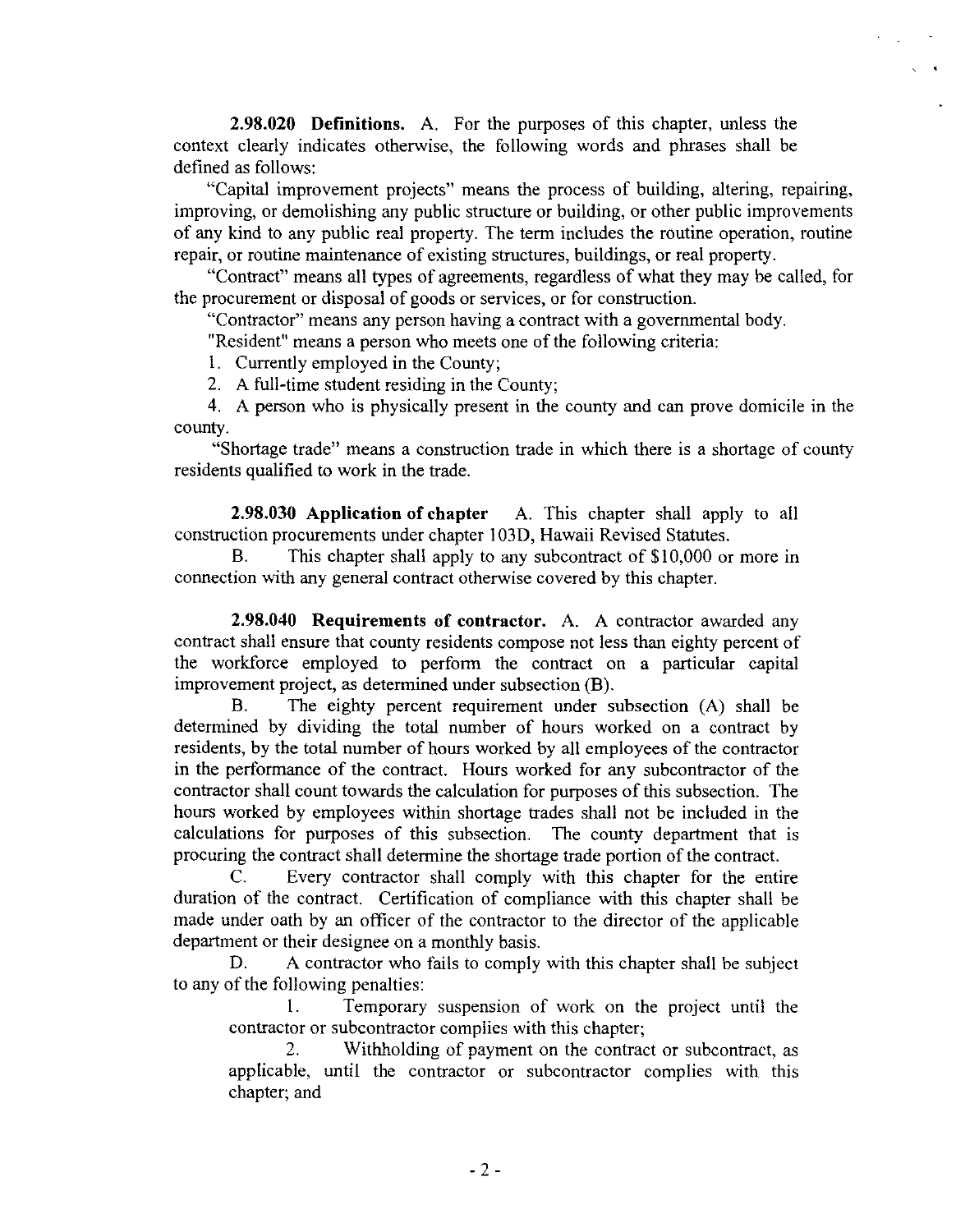**2.98.020 Definitions.** A. For the purposes of this chapter, unless the context clearly indicates otherwise, the following words and phrases shall be defined as follows:

"Capital improvement projects" means the process of building, altering, repairing, improving, or demolishing any public structure or building, or other public improvements of any kind to any public real property. The term includes the routine operation, routine repair, or routine maintenance of existing structures, buildings, or real property.

"Contract" means all types of agreements, regardless of what they may be called, for the procurement or disposal of goods or services, or for construction.

"Contractor" means any person having a contract with a governmental body.

"Resident" means a person who meets one of the following criteria:

1. Currently employed in the County;
2. A full-time student residing in the County;

4. A person who is physically present in the county and can prove domicile in the county.

"Shortage trade" means a construction trade in which there is a shortage of county residents qualified to work in the trade.

**2.98.030 Application of chapter** A. This chapter shall apply to all construction procurements under chapter 103D, Hawaii Revised Statutes.

B. This chapter shall apply to any subcontract of $10,000 or more in connection with any general contract otherwise covered by this chapter.

**2.98.040 Requirements of contractor.** A. A contractor awarded any contract shall ensure that county residents compose not less than eighty percent of the workforce employed to perform the contract on a particular capital improvement project, as determined under subsection (B).

B. The eighty percent requirement under subsection (A) shall be determined by dividing the total number of hours worked on a contract by residents, by the total number of hours worked by all employees of the contractor in the performance of the contract. Hours worked for any subcontractor of the contractor shall count towards the calculation for purposes of this subsection. The hours worked by employees within shortage trades shall not be included in the calculations for purposes of this subsection. The county department that is procuring the contract shall determine the shortage trade portion of the contract.

C. Every contractor shall comply with this chapter for the entire duration of the contract. Certification of compliance with this chapter shall be made under oath by an officer of the contractor to the director of the applicable department or their designee on a monthly basis.

D. A contractor who fails to comply with this chapter shall be subject to any of the following penalties:

1. Temporary suspension of work on the project until the contractor or subcontractor complies with this chapter;

2. Withholding of payment on the contract or subcontract, as applicable, until the contractor or subcontractor complies with this chapter; and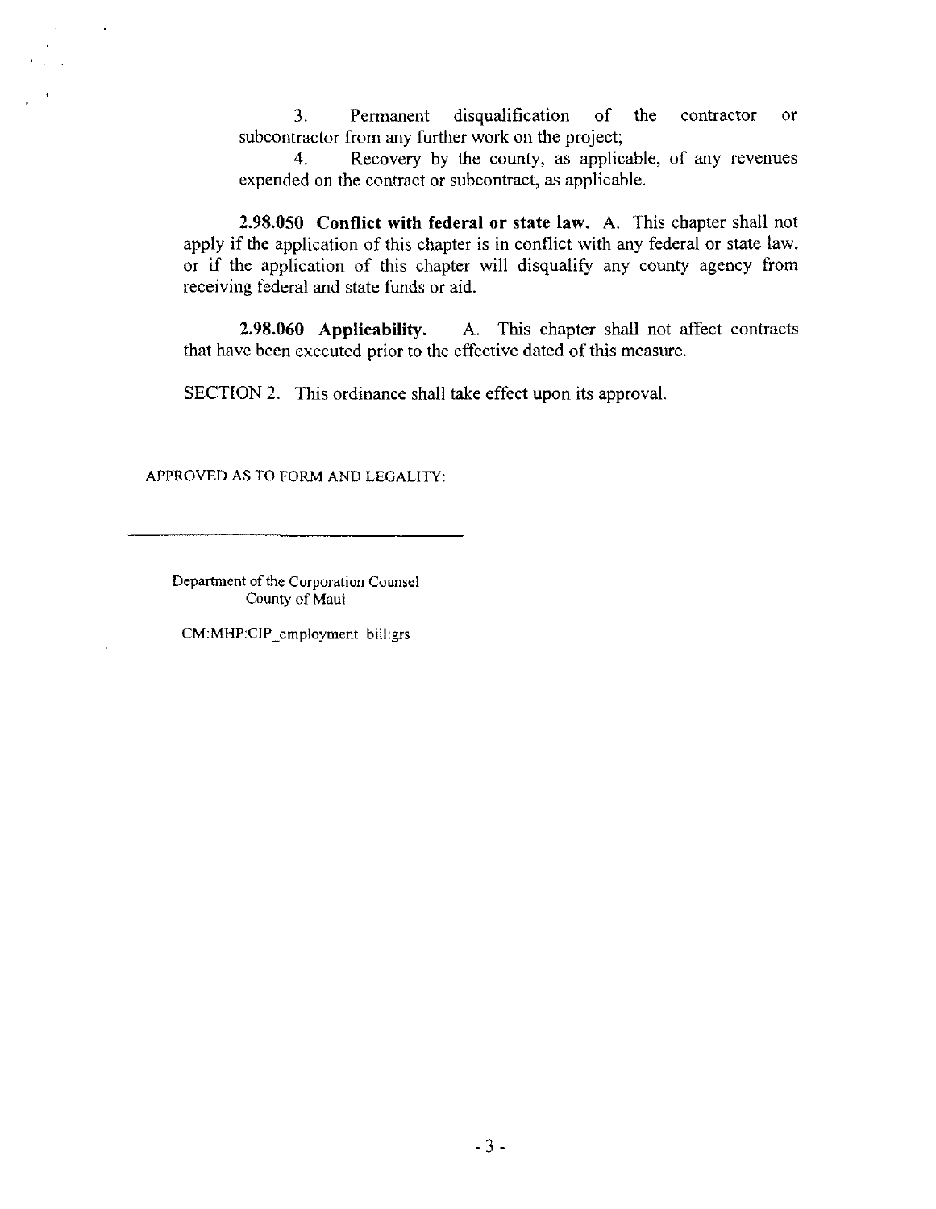3. Permanent disqualification of the contractor or subcontractor from any further work on the project;

4. Recovery by the county, as applicable, of any revenues expended on the contract or subcontract, as applicable.

**2.98.050 Conflict with federal or state law.** A. This chapter shall not apply if the application of this chapter is in conflict with any federal or state law, or if the application of this chapter will disqualify any county agency from receiving federal and state funds or aid.

**2.98.060 Applicability.** A. This chapter shall not affect contracts that have been executed prior to the effective dated of this measure.

SECTION 2. This ordinance shall take effect upon its approval.

APPROVED AS TO FORM AND LEGALITY:

______________________________

Department of the Corporation Counsel
County of Maui

CM:MHP:CIP_employment_bill:grs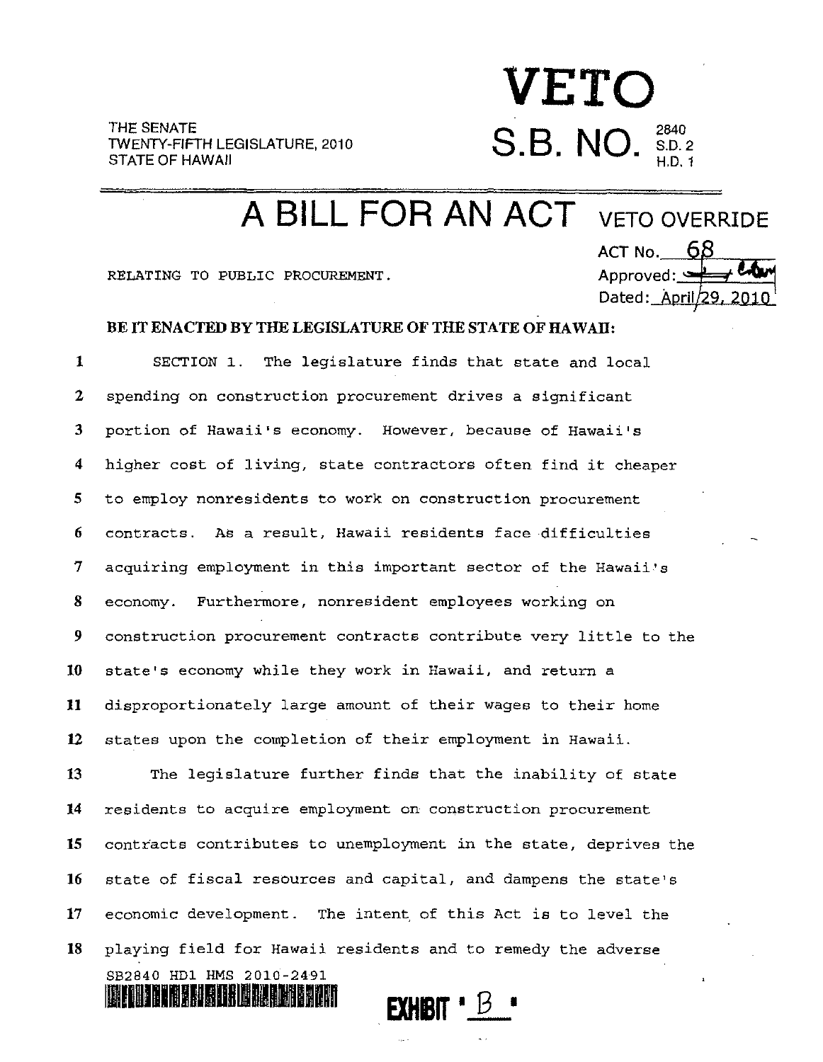THE SENATE
TWENTY-FIFTH LEGISLATURE, 2010
STATE OF HAWAII

# VETO

# S.B. NO. 2840 S.D. 2 H.D. 1

# A BILL FOR AN ACT

VETO OVERRIDE
ACT No. 68
Approved: [signature]
Dated: April 29, 2010

RELATING TO PUBLIC PROCUREMENT.

**BE IT ENACTED BY THE LEGISLATURE OF THE STATE OF HAWAII:**

1 SECTION 1. The legislature finds that state and local
2 spending on construction procurement drives a significant
3 portion of Hawaii's economy. However, because of Hawaii's
4 higher cost of living, state contractors often find it cheaper
5 to employ nonresidents to work on construction procurement
6 contracts. As a result, Hawaii residents face difficulties
7 acquiring employment in this important sector of the Hawaii's
8 economy. Furthermore, nonresident employees working on
9 construction procurement contracts contribute very little to the
10 state's economy while they work in Hawaii, and return a
11 disproportionately large amount of their wages to their home
12 states upon the completion of their employment in Hawaii.
13 The legislature further finds that the inability of state
14 residents to acquire employment on construction procurement
15 contracts contributes to unemployment in the state, deprives the
16 state of fiscal resources and capital, and dampens the state's
17 economic development. The intent of this Act is to level the
18 playing field for Hawaii residents and to remedy the adverse

SB2840 HD1 HMS 2010-2491

EXHIBIT "B"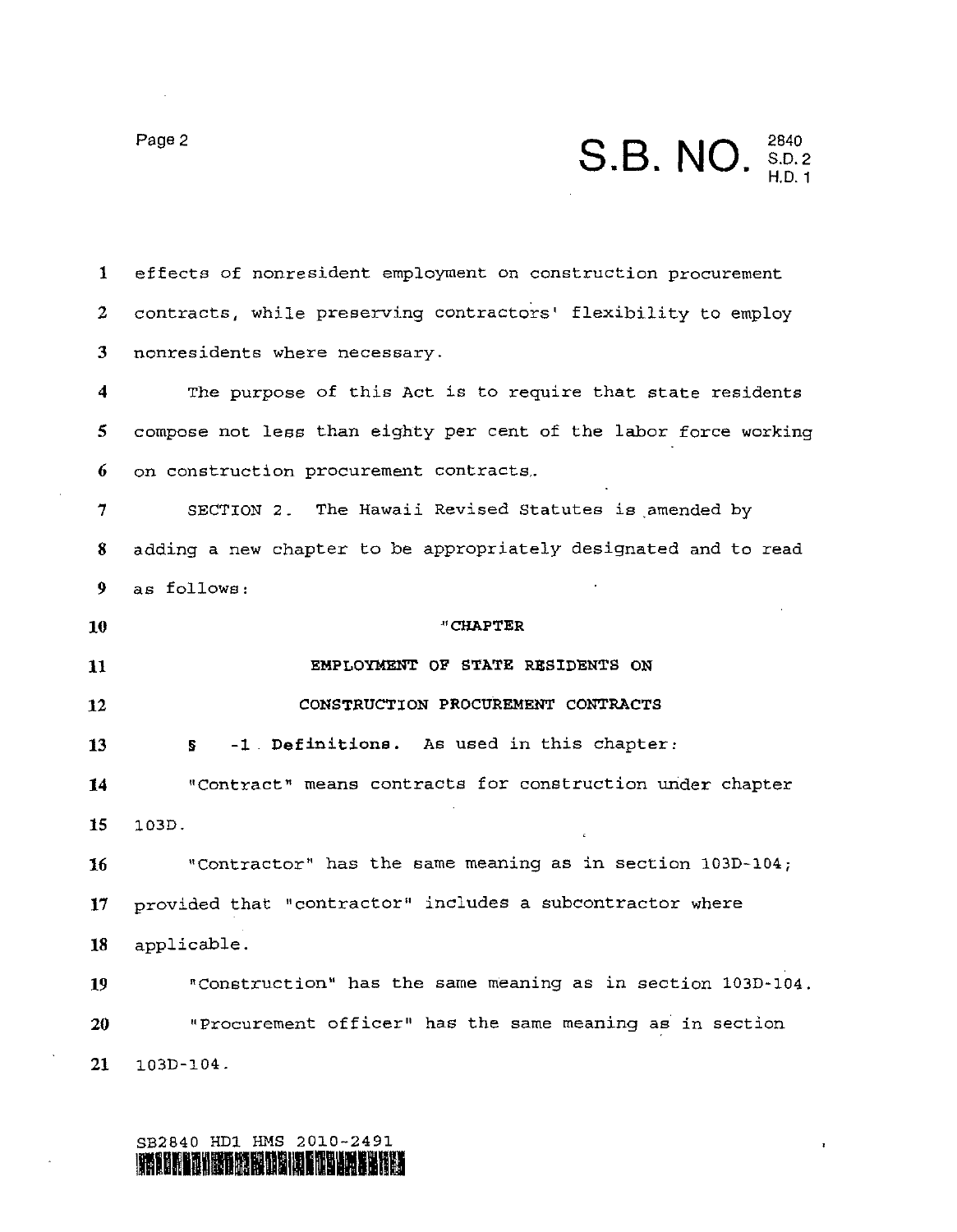effects of nonresident employment on construction procurement contracts, while preserving contractors' flexibility to employ nonresidents where necessary.

The purpose of this Act is to require that state residents compose not less than eighty per cent of the labor force working on construction procurement contracts.

SECTION 2. The Hawaii Revised Statutes is amended by adding a new chapter to be appropriately designated and to read as follows:

"CHAPTER

EMPLOYMENT OF STATE RESIDENTS ON

CONSTRUCTION PROCUREMENT CONTRACTS

§ -1 **Definitions.** As used in this chapter:

"Contract" means contracts for construction under chapter 103D.

"Contractor" has the same meaning as in section 103D-104; provided that "contractor" includes a subcontractor where applicable.

"Construction" has the same meaning as in section 103D-104.

"Procurement officer" has the same meaning as in section 103D-104.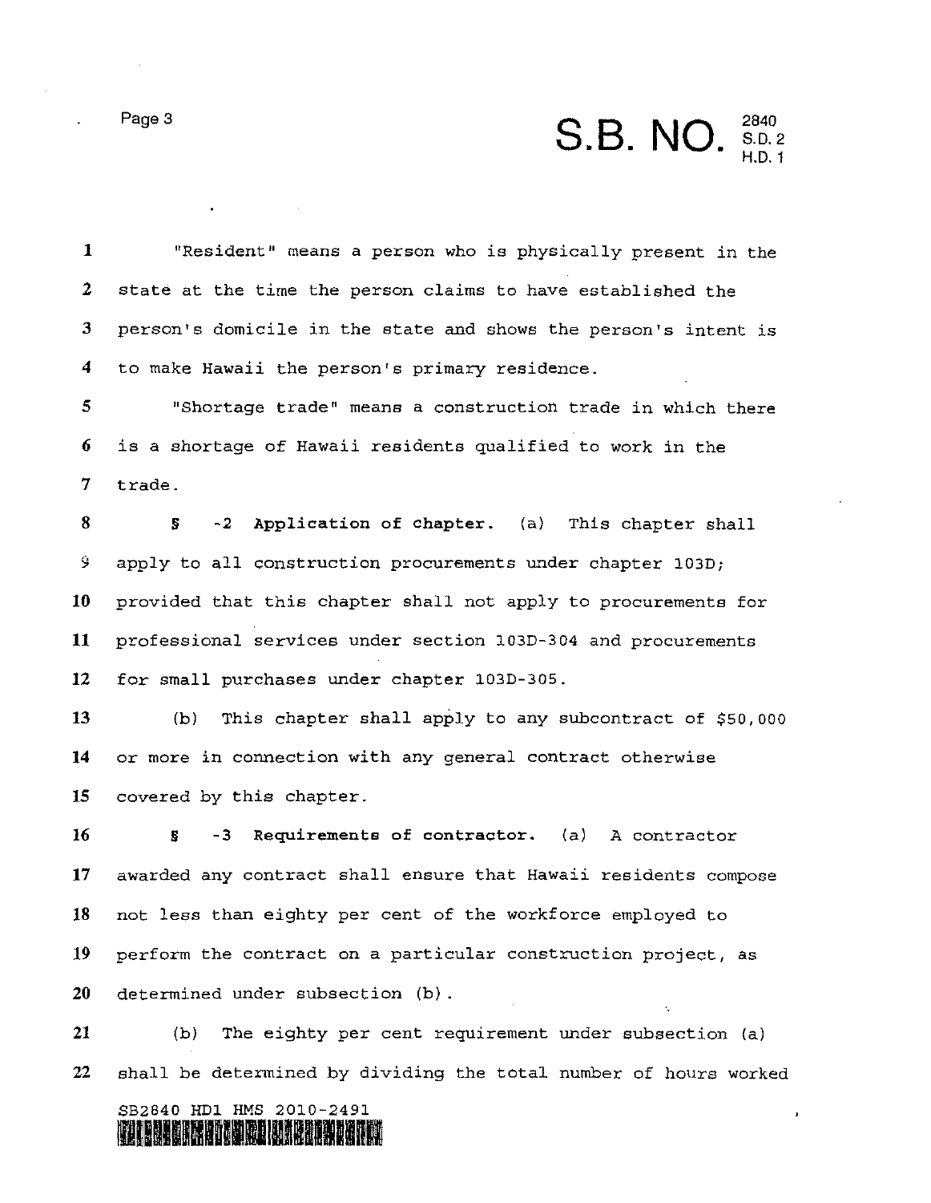"Resident" means a person who is physically present in the state at the time the person claims to have established the person's domicile in the state and shows the person's intent is to make Hawaii the person's primary residence.

"Shortage trade" means a construction trade in which there is a shortage of Hawaii residents qualified to work in the trade.

§ -2 **Application of chapter.** (a) This chapter shall apply to all construction procurements under chapter 103D; provided that this chapter shall not apply to procurements for professional services under section 103D-304 and procurements for small purchases under chapter 103D-305.

(b) This chapter shall apply to any subcontract of $50,000 or more in connection with any general contract otherwise covered by this chapter.

§ -3 **Requirements of contractor.** (a) A contractor awarded any contract shall ensure that Hawaii residents compose not less than eighty per cent of the workforce employed to perform the contract on a particular construction project, as determined under subsection (b).

(b) The eighty per cent requirement under subsection (a) shall be determined by dividing the total number of hours worked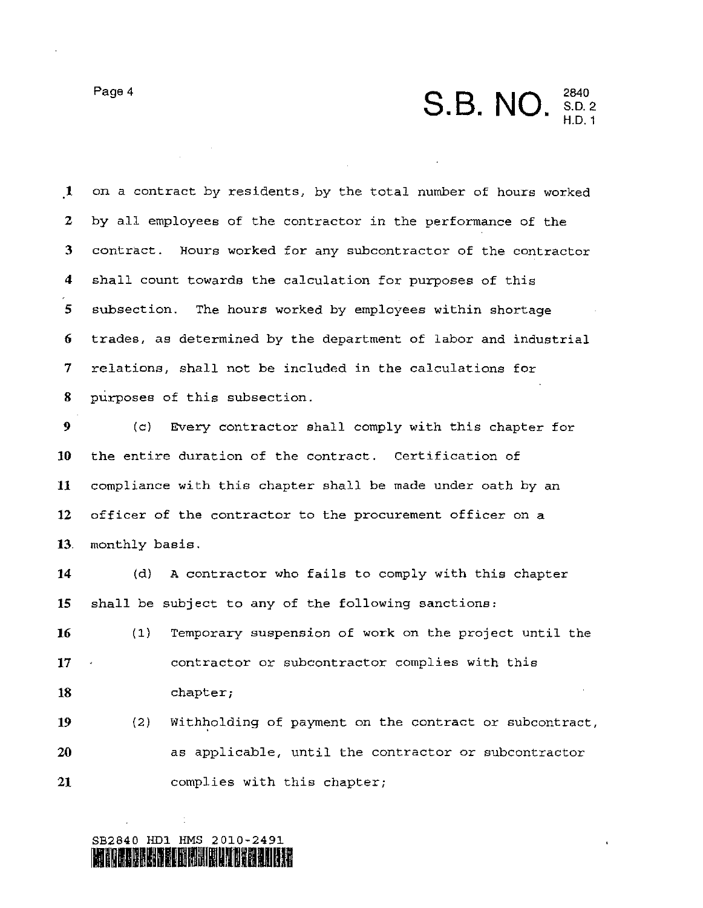on a contract by residents, by the total number of hours worked by all employees of the contractor in the performance of the contract. Hours worked for any subcontractor of the contractor shall count towards the calculation for purposes of this subsection. The hours worked by employees within shortage trades, as determined by the department of labor and industrial relations, shall not be included in the calculations for purposes of this subsection.

(c) Every contractor shall comply with this chapter for the entire duration of the contract. Certification of compliance with this chapter shall be made under oath by an officer of the contractor to the procurement officer on a monthly basis.

(d) A contractor who fails to comply with this chapter shall be subject to any of the following sanctions:

(1) Temporary suspension of work on the project until the contractor or subcontractor complies with this chapter;

(2) Withholding of payment on the contract or subcontract, as applicable, until the contractor or subcontractor complies with this chapter;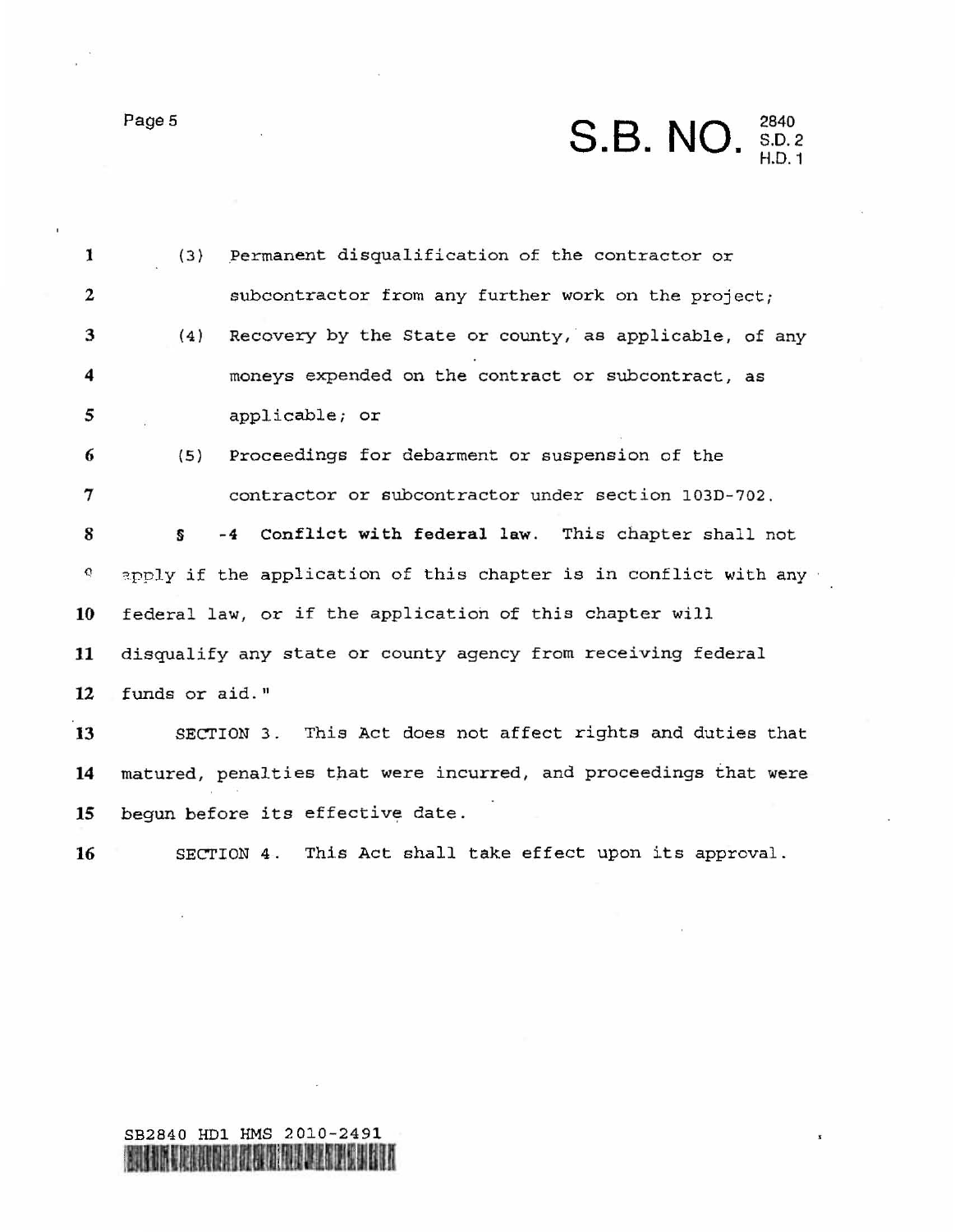(3) Permanent disqualification of the contractor or subcontractor from any further work on the project;

(4) Recovery by the State or county, as applicable, of any moneys expended on the contract or subcontract, as applicable; or

(5) Proceedings for debarment or suspension of the contractor or subcontractor under section 103D-702.

§ -4 **Conflict with federal law.** This chapter shall not apply if the application of this chapter is in conflict with any federal law, or if the application of this chapter will disqualify any state or county agency from receiving federal funds or aid."

SECTION 3. This Act does not affect rights and duties that matured, penalties that were incurred, and proceedings that were begun before its effective date.

SECTION 4. This Act shall take effect upon its approval.

SB2840 HD1 HMS 2010-2491